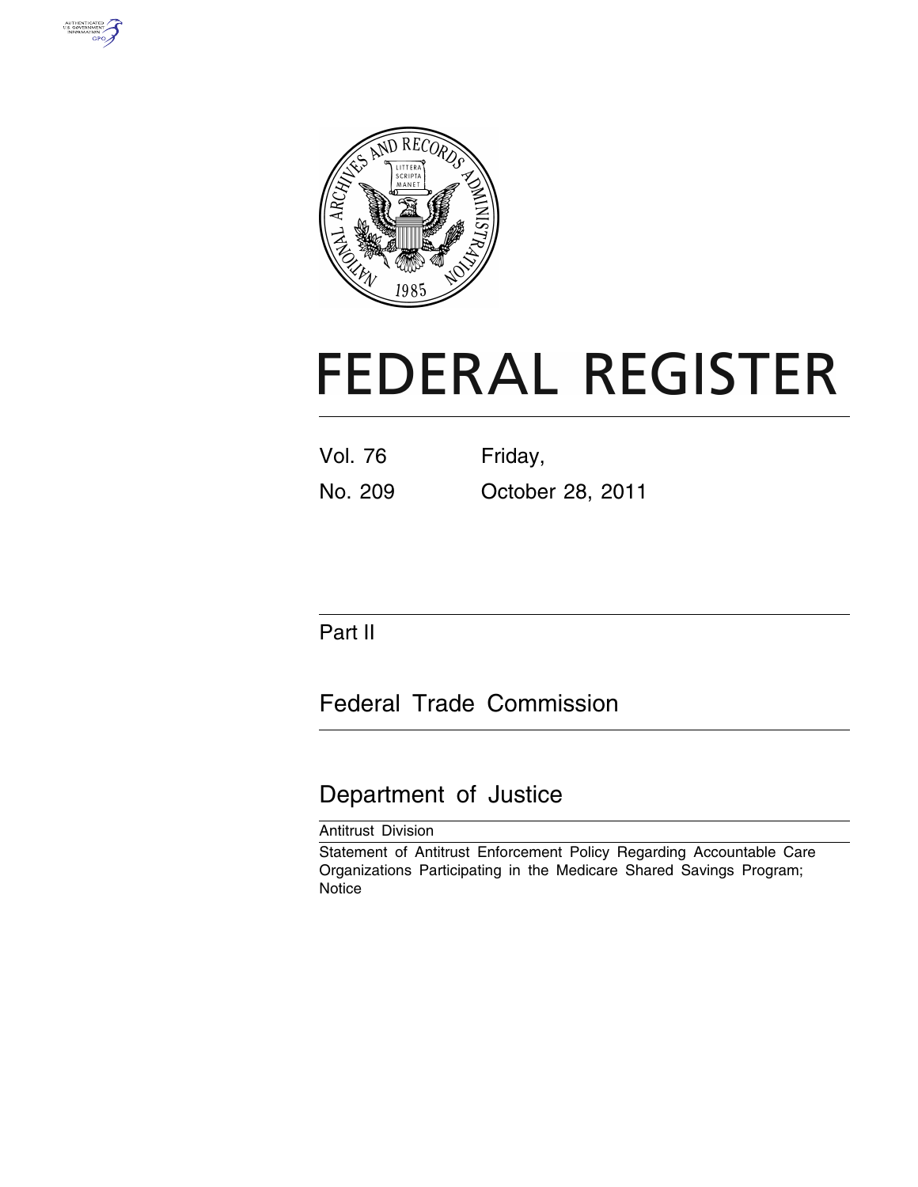# FEDERAL REGISTER

Vol. 76 Friday,

No. 209 October 28, 2011

Part II

## Federal Trade Commission

## Department of Justice

Antitrust Division

Statement of Antitrust Enforcement Policy Regarding Accountable Care Organizations Participating in the Medicare Shared Savings Program; Notice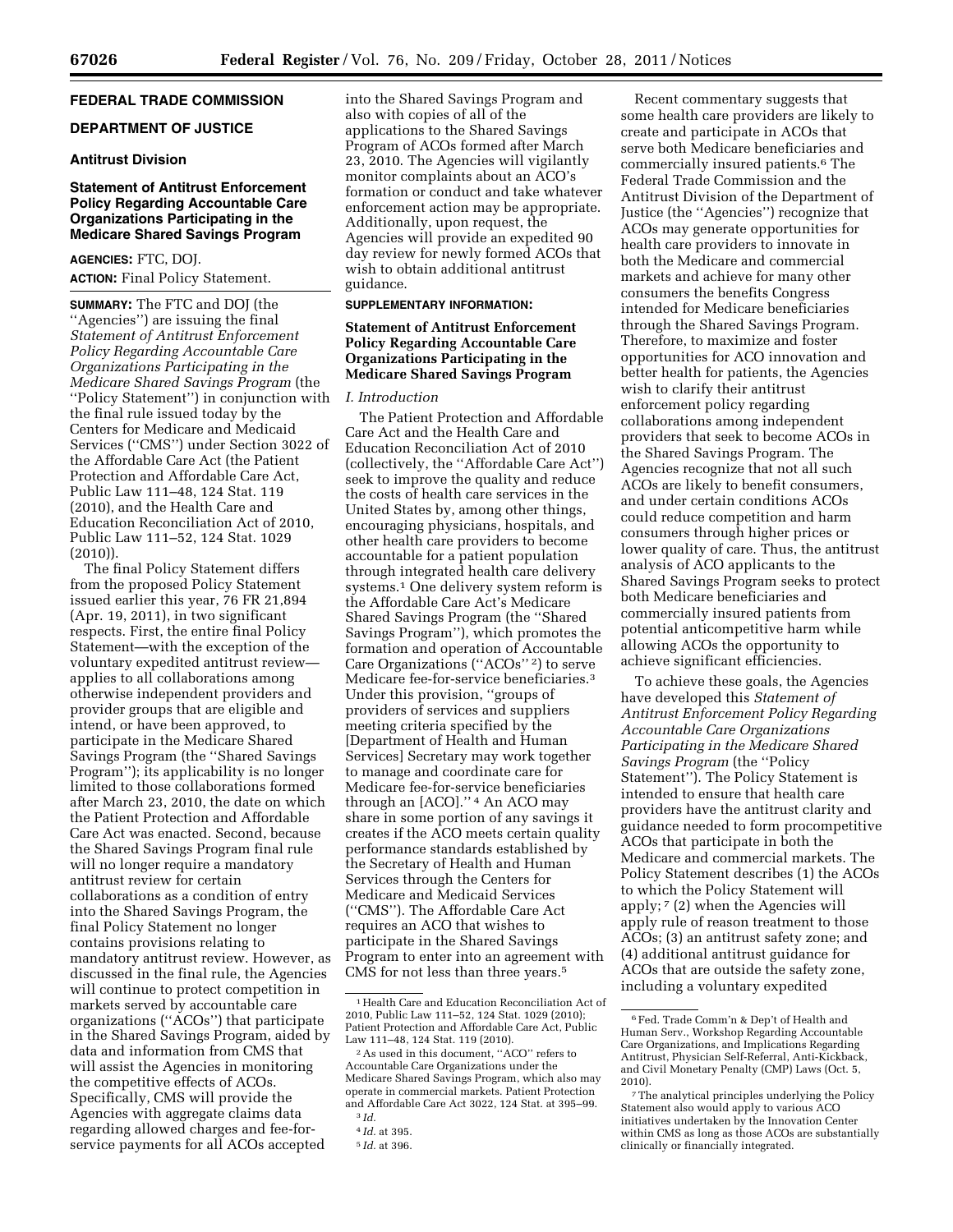## FEDERAL TRADE COMMISSION

## DEPARTMENT OF JUSTICE

### Antitrust Division

### Statement of Antitrust Enforcement Policy Regarding Accountable Care Organizations Participating in the Medicare Shared Savings Program

**AGENCIES:** FTC, DOJ.

**ACTION:** Final Policy Statement.

**SUMMARY:** The FTC and DOJ (the ''Agencies'') are issuing the final *Statement of Antitrust Enforcement Policy Regarding Accountable Care Organizations Participating in the Medicare Shared Savings Program* (the ''Policy Statement'') in conjunction with the final rule issued today by the Centers for Medicare and Medicaid Services (''CMS'') under Section 3022 of the Affordable Care Act (the Patient Protection and Affordable Care Act, Public Law 111–48, 124 Stat. 119 (2010), and the Health Care and Education Reconciliation Act of 2010, Public Law 111–52, 124 Stat. 1029 (2010)).

The final Policy Statement differs from the proposed Policy Statement issued earlier this year, 76 FR 21,894 (Apr. 19, 2011), in two significant respects. First, the entire final Policy Statement—with the exception of the voluntary expedited antitrust review—applies to all collaborations among otherwise independent providers and provider groups that are eligible and intend, or have been approved, to participate in the Medicare Shared Savings Program (the ''Shared Savings Program''); its applicability is no longer limited to those collaborations formed after March 23, 2010, the date on which the Patient Protection and Affordable Care Act was enacted. Second, because the Shared Savings Program final rule will no longer require a mandatory antitrust review for certain collaborations as a condition of entry into the Shared Savings Program, the final Policy Statement no longer contains provisions relating to mandatory antitrust review. However, as discussed in the final rule, the Agencies will continue to protect competition in markets served by accountable care organizations (''ACOs'') that participate in the Shared Savings Program, aided by data and information from CMS that will assist the Agencies in monitoring the competitive effects of ACOs. Specifically, CMS will provide the Agencies with aggregate claims data regarding allowed charges and fee-for-service payments for all ACOs accepted into the Shared Savings Program and also with copies of all of the applications to the Shared Savings Program of ACOs formed after March 23, 2010. The Agencies will vigilantly monitor complaints about an ACO's formation or conduct and take whatever enforcement action may be appropriate. Additionally, upon request, the Agencies will provide an expedited 90 day review for newly formed ACOs that wish to obtain additional antitrust guidance.

**SUPPLEMENTARY INFORMATION:**

### Statement of Antitrust Enforcement Policy Regarding Accountable Care Organizations Participating in the Medicare Shared Savings Program

*I. Introduction*

The Patient Protection and Affordable Care Act and the Health Care and Education Reconciliation Act of 2010 (collectively, the ''Affordable Care Act'') seek to improve the quality and reduce the costs of health care services in the United States by, among other things, encouraging physicians, hospitals, and other health care providers to become accountable for a patient population through integrated health care delivery systems.[1] One delivery system reform is the Affordable Care Act's Medicare Shared Savings Program (the ''Shared Savings Program''), which promotes the formation and operation of Accountable Care Organizations (''ACOs''[2]) to serve Medicare fee-for-service beneficiaries.[3] Under this provision, ''groups of providers of services and suppliers meeting criteria specified by the [Department of Health and Human Services] Secretary may work together to manage and coordinate care for Medicare fee-for-service beneficiaries through an [ACO].''[4] An ACO may share in some portion of any savings it creates if the ACO meets certain quality performance standards established by the Secretary of Health and Human Services through the Centers for Medicare and Medicaid Services (''CMS''). The Affordable Care Act requires an ACO that wishes to participate in the Shared Savings Program to enter into an agreement with CMS for not less than three years.[5]

Recent commentary suggests that some health care providers are likely to create and participate in ACOs that serve both Medicare beneficiaries and commercially insured patients.[6] The Federal Trade Commission and the Antitrust Division of the Department of Justice (the ''Agencies'') recognize that ACOs may generate opportunities for health care providers to innovate in both the Medicare and commercial markets and achieve for many other consumers the benefits Congress intended for Medicare beneficiaries through the Shared Savings Program. Therefore, to maximize and foster opportunities for ACO innovation and better health for patients, the Agencies wish to clarify their antitrust enforcement policy regarding collaborations among independent providers that seek to become ACOs in the Shared Savings Program. The Agencies recognize that not all such ACOs are likely to benefit consumers, and under certain conditions ACOs could reduce competition and harm consumers through higher prices or lower quality of care. Thus, the antitrust analysis of ACO applicants to the Shared Savings Program seeks to protect both Medicare beneficiaries and commercially insured patients from potential anticompetitive harm while allowing ACOs the opportunity to achieve significant efficiencies.

To achieve these goals, the Agencies have developed this *Statement of Antitrust Enforcement Policy Regarding Accountable Care Organizations Participating in the Medicare Shared Savings Program* (the ''Policy Statement''). The Policy Statement is intended to ensure that health care providers have the antitrust clarity and guidance needed to form procompetitive ACOs that participate in both the Medicare and commercial markets. The Policy Statement describes (1) the ACOs to which the Policy Statement will apply;[7] (2) when the Agencies will apply rule of reason treatment to those ACOs; (3) an antitrust safety zone; and (4) additional antitrust guidance for ACOs that are outside the safety zone, including a voluntary expedited

[1] Health Care and Education Reconciliation Act of 2010, Public Law 111–52, 124 Stat. 1029 (2010); Patient Protection and Affordable Care Act, Public Law 111–48, 124 Stat. 119 (2010).

[2] As used in this document, ''ACO'' refers to Accountable Care Organizations under the Medicare Shared Savings Program, which also may operate in commercial markets. Patient Protection and Affordable Care Act 3022, 124 Stat. at 395–99.

[3] *Id.*

[4] *Id.* at 395.

[5] *Id.* at 396.

[6] Fed. Trade Comm'n & Dep't of Health and Human Serv., Workshop Regarding Accountable Care Organizations, and Implications Regarding Antitrust, Physician Self-Referral, Anti-Kickback, and Civil Monetary Penalty (CMP) Laws (Oct. 5, 2010).

[7] The analytical principles underlying the Policy Statement also would apply to various ACO initiatives undertaken by the Innovation Center within CMS as long as those ACOs are substantially clinically or financially integrated.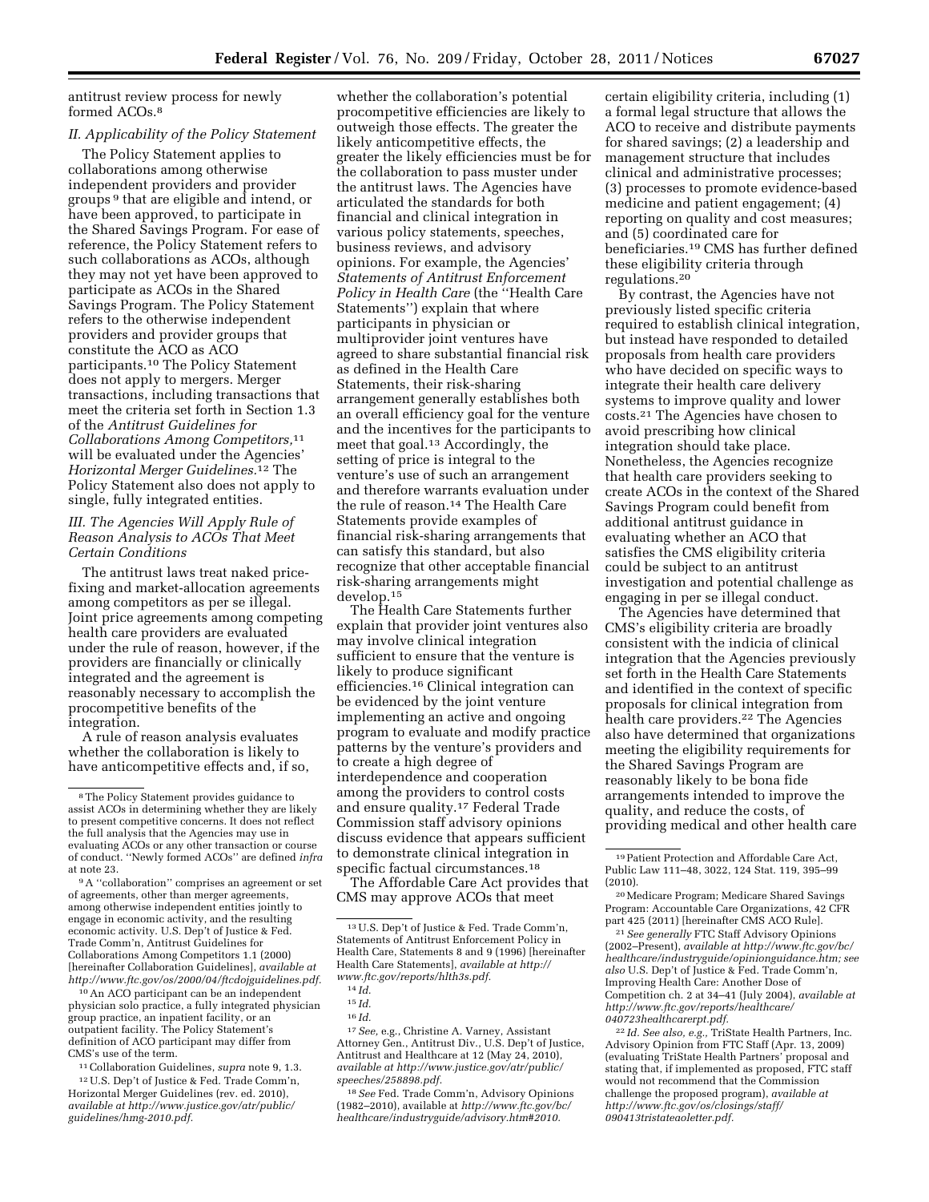antitrust review process for newly formed ACOs.[8]

### II. Applicability of the Policy Statement

The Policy Statement applies to collaborations among otherwise independent providers and provider groups[9] that are eligible and intend, or have been approved, to participate in the Shared Savings Program. For ease of reference, the Policy Statement refers to such collaborations as ACOs, although they may not yet have been approved to participate as ACOs in the Shared Savings Program. The Policy Statement refers to the otherwise independent providers and provider groups that constitute the ACO as ACO participants.[10] The Policy Statement does not apply to mergers. Merger transactions, including transactions that meet the criteria set forth in Section 1.3 of the *Antitrust Guidelines for Collaborations Among Competitors,*[11] will be evaluated under the Agencies' *Horizontal Merger Guidelines.*[12] The Policy Statement also does not apply to single, fully integrated entities.

### III. The Agencies Will Apply Rule of Reason Analysis to ACOs That Meet Certain Conditions

The antitrust laws treat naked price-fixing and market-allocation agreements among competitors as per se illegal. Joint price agreements among competing health care providers are evaluated under the rule of reason, however, if the providers are financially or clinically integrated and the agreement is reasonably necessary to accomplish the procompetitive benefits of the integration.

A rule of reason analysis evaluates whether the collaboration is likely to have anticompetitive effects and, if so, whether the collaboration's potential procompetitive efficiencies are likely to outweigh those effects. The greater the likely anticompetitive effects, the greater the likely efficiencies must be for the collaboration to pass muster under the antitrust laws. The Agencies have articulated the standards for both financial and clinical integration in various policy statements, speeches, business reviews, and advisory opinions. For example, the Agencies' *Statements of Antitrust Enforcement Policy in Health Care* (the ''Health Care Statements'') explain that where participants in physician or multiprovider joint ventures have agreed to share substantial financial risk as defined in the Health Care Statements, their risk-sharing arrangement generally establishes both an overall efficiency goal for the venture and the incentives for the participants to meet that goal.[13] Accordingly, the setting of price is integral to the venture's use of such an arrangement and therefore warrants evaluation under the rule of reason.[14] The Health Care Statements provide examples of financial risk-sharing arrangements that can satisfy this standard, but also recognize that other acceptable financial risk-sharing arrangements might develop.[15]

The Health Care Statements further explain that provider joint ventures also may involve clinical integration sufficient to ensure that the venture is likely to produce significant efficiencies.[16] Clinical integration can be evidenced by the joint venture implementing an active and ongoing program to evaluate and modify practice patterns by the venture's providers and to create a high degree of interdependence and cooperation among the providers to control costs and ensure quality.[17] Federal Trade Commission staff advisory opinions discuss evidence that appears sufficient to demonstrate clinical integration in specific factual circumstances.[18]

The Affordable Care Act provides that CMS may approve ACOs that meet certain eligibility criteria, including (1) a formal legal structure that allows the ACO to receive and distribute payments for shared savings; (2) a leadership and management structure that includes clinical and administrative processes; (3) processes to promote evidence-based medicine and patient engagement; (4) reporting on quality and cost measures; and (5) coordinated care for beneficiaries.[19] CMS has further defined these eligibility criteria through regulations.[20]

By contrast, the Agencies have not previously listed specific criteria required to establish clinical integration, but instead have responded to detailed proposals from health care providers who have decided on specific ways to integrate their health care delivery systems to improve quality and lower costs.[21] The Agencies have chosen to avoid prescribing how clinical integration should take place. Nonetheless, the Agencies recognize that health care providers seeking to create ACOs in the context of the Shared Savings Program could benefit from additional antitrust guidance in evaluating whether an ACO that satisfies the CMS eligibility criteria could be subject to an antitrust investigation and potential challenge as engaging in per se illegal conduct.

The Agencies have determined that CMS's eligibility criteria are broadly consistent with the indicia of clinical integration that the Agencies previously set forth in the Health Care Statements and identified in the context of specific proposals for clinical integration from health care providers.[22] The Agencies also have determined that organizations meeting the eligibility requirements for the Shared Savings Program are reasonably likely to be bona fide arrangements intended to improve the quality, and reduce the costs, of providing medical and other health care

---

[8] The Policy Statement provides guidance to assist ACOs in determining whether they are likely to present competitive concerns. It does not reflect the full analysis that the Agencies may use in evaluating ACOs or any other transaction or course of conduct. ''Newly formed ACOs'' are defined *infra* at note 23.

[9] A ''collaboration'' comprises an agreement or set of agreements, other than merger agreements, among otherwise independent entities jointly to engage in economic activity, and the resulting economic activity. U.S. Dep't of Justice & Fed. Trade Comm'n, Antitrust Guidelines for Collaborations Among Competitors 1.1 (2000) [hereinafter Collaboration Guidelines], *available at http://www.ftc.gov/os/2000/04/ftcdojguidelines.pdf*.

[10] An ACO participant can be an independent physician solo practice, a fully integrated physician group practice, an inpatient facility, or an outpatient facility. The Policy Statement's definition of ACO participant may differ from CMS's use of the term.

[11] Collaboration Guidelines, *supra* note 9, 1.3.

[12] U.S. Dep't of Justice & Fed. Trade Comm'n, Horizontal Merger Guidelines (rev. ed. 2010), *available at http://www.justice.gov/atr/public/guidelines/hmg-2010.pdf*.

[13] U.S. Dep't of Justice & Fed. Trade Comm'n, Statements of Antitrust Enforcement Policy in Health Care, Statements 8 and 9 (1996) [hereinafter Health Care Statements], *available at http://www.ftc.gov/reports/hlth3s.pdf*.

[14] *Id.*

[15] *Id.*

[16] *Id.*

[17] *See,* e.g., Christine A. Varney, Assistant Attorney Gen., Antitrust Div., U.S. Dep't of Justice, Antitrust and Healthcare at 12 (May 24, 2010), *available at http://www.justice.gov/atr/public/speeches/258898.pdf*.

[18] *See* Fed. Trade Comm'n, Advisory Opinions (1982–2010), available at *http://www.ftc.gov/bc/healthcare/industryguide/advisory.htm#2010*.

[19] Patient Protection and Affordable Care Act, Public Law 111–48, 3022, 124 Stat. 119, 395–99 (2010).

[20] Medicare Program; Medicare Shared Savings Program: Accountable Care Organizations, 42 CFR part 425 (2011) [hereinafter CMS ACO Rule].

[21] *See generally* FTC Staff Advisory Opinions (2002–Present), *available at http://www.ftc.gov/bc/healthcare/industryguide/opinionguidance.htm; see also* U.S. Dep't of Justice & Fed. Trade Comm'n, Improving Health Care: Another Dose of Competition ch. 2 at 34–41 (July 2004), *available at http://www.ftc.gov/reports/healthcare/040723healthcarerpt.pdf*.

[22] *Id. See also, e.g.,* TriState Health Partners, Inc. Advisory Opinion from FTC Staff (Apr. 13, 2009) (evaluating TriState Health Partners' proposal and stating that, if implemented as proposed, FTC staff would not recommend that the Commission challenge the proposed program), *available at http://www.ftc.gov/os/closings/staff/090413tristateaoletter.pdf*.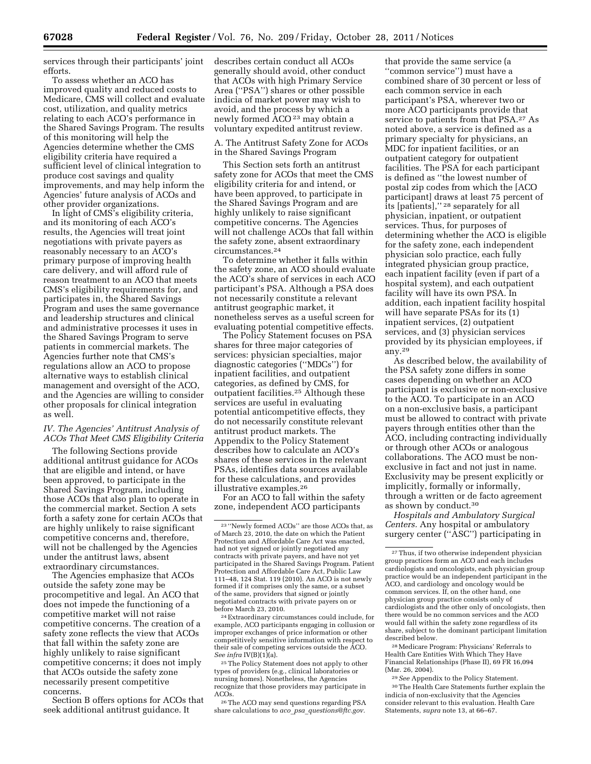services through their participants' joint efforts.

To assess whether an ACO has improved quality and reduced costs to Medicare, CMS will collect and evaluate cost, utilization, and quality metrics relating to each ACO's performance in the Shared Savings Program. The results of this monitoring will help the Agencies determine whether the CMS eligibility criteria have required a sufficient level of clinical integration to produce cost savings and quality improvements, and may help inform the Agencies' future analysis of ACOs and other provider organizations.

In light of CMS's eligibility criteria, and its monitoring of each ACO's results, the Agencies will treat joint negotiations with private payers as reasonably necessary to an ACO's primary purpose of improving health care delivery, and will afford rule of reason treatment to an ACO that meets CMS's eligibility requirements for, and participates in, the Shared Savings Program and uses the same governance and leadership structures and clinical and administrative processes it uses in the Shared Savings Program to serve patients in commercial markets. The Agencies further note that CMS's regulations allow an ACO to propose alternative ways to establish clinical management and oversight of the ACO, and the Agencies are willing to consider other proposals for clinical integration as well.

### *IV. The Agencies' Antitrust Analysis of ACOs That Meet CMS Eligibility Criteria*

The following Sections provide additional antitrust guidance for ACOs that are eligible and intend, or have been approved, to participate in the Shared Savings Program, including those ACOs that also plan to operate in the commercial market. Section A sets forth a safety zone for certain ACOs that are highly unlikely to raise significant competitive concerns and, therefore, will not be challenged by the Agencies under the antitrust laws, absent extraordinary circumstances.

The Agencies emphasize that ACOs outside the safety zone may be procompetitive and legal. An ACO that does not impede the functioning of a competitive market will not raise competitive concerns. The creation of a safety zone reflects the view that ACOs that fall within the safety zone are highly unlikely to raise significant competitive concerns; it does not imply that ACOs outside the safety zone necessarily present competitive concerns.

Section B offers options for ACOs that seek additional antitrust guidance. It describes certain conduct all ACOs generally should avoid, other conduct that ACOs with high Primary Service Area ("PSA") shares or other possible indicia of market power may wish to avoid, and the process by which a newly formed ACO [23] may obtain a voluntary expedited antitrust review.

#### A. The Antitrust Safety Zone for ACOs in the Shared Savings Program

This Section sets forth an antitrust safety zone for ACOs that meet the CMS eligibility criteria for and intend, or have been approved, to participate in the Shared Savings Program and are highly unlikely to raise significant competitive concerns. The Agencies will not challenge ACOs that fall within the safety zone, absent extraordinary circumstances.[24]

To determine whether it falls within the safety zone, an ACO should evaluate the ACO's share of services in each ACO participant's PSA. Although a PSA does not necessarily constitute a relevant antitrust geographic market, it nonetheless serves as a useful screen for evaluating potential competitive effects.

The Policy Statement focuses on PSA shares for three major categories of services: physician specialties, major diagnostic categories ("MDCs") for inpatient facilities, and outpatient categories, as defined by CMS, for outpatient facilities.[25] Although these services are useful in evaluating potential anticompetitive effects, they do not necessarily constitute relevant antitrust product markets. The Appendix to the Policy Statement describes how to calculate an ACO's shares of these services in the relevant PSAs, identifies data sources available for these calculations, and provides illustrative examples.[26]

For an ACO to fall within the safety zone, independent ACO participants that provide the same service (a "common service") must have a combined share of 30 percent or less of each common service in each participant's PSA, wherever two or more ACO participants provide that service to patients from that PSA.[27] As noted above, a service is defined as a primary specialty for physicians, an MDC for inpatient facilities, or an outpatient category for outpatient facilities. The PSA for each participant is defined as "the lowest number of postal zip codes from which the [ACO participant] draws at least 75 percent of its [patients]," [28] separately for all physician, inpatient, or outpatient services. Thus, for purposes of determining whether the ACO is eligible for the safety zone, each independent physician solo practice, each fully integrated physician group practice, each inpatient facility (even if part of a hospital system), and each outpatient facility will have its own PSA. In addition, each inpatient facility hospital will have separate PSAs for its (1) inpatient services, (2) outpatient services, and (3) physician services provided by its physician employees, if any.[29]

As described below, the availability of the PSA safety zone differs in some cases depending on whether an ACO participant is exclusive or non-exclusive to the ACO. To participate in an ACO on a non-exclusive basis, a participant must be allowed to contract with private payers through entities other than the ACO, including contracting individually or through other ACOs or analogous collaborations. The ACO must be non-exclusive in fact and not just in name. Exclusivity may be present explicitly or implicitly, formally or informally, through a written or de facto agreement as shown by conduct.[30]

*Hospitals and Ambulatory Surgical Centers.* Any hospital or ambulatory surgery center ("ASC") participating in

---

[23] "Newly formed ACOs" are those ACOs that, as of March 23, 2010, the date on which the Patient Protection and Affordable Care Act was enacted, had not yet signed or jointly negotiated any contracts with private payers, and have not yet participated in the Shared Savings Program. Patient Protection and Affordable Care Act, Public Law 111–48, 124 Stat. 119 (2010). An ACO is not newly formed if it comprises only the same, or a subset of the same, providers that signed or jointly negotiated contracts with private payers on or before March 23, 2010.

[24] Extraordinary circumstances could include, for example, ACO participants engaging in collusion or improper exchanges of price information or other competitively sensitive information with respect to their sale of competing services outside the ACO. *See infra* IV(B)(1)(a).

[25] The Policy Statement does not apply to other types of providers (e.g., clinical laboratories or nursing homes). Nonetheless, the Agencies recognize that those providers may participate in ACOs.

[26] The ACO may send questions regarding PSA share calculations to *aco_psa_questions@ftc.gov.*

[27] Thus, if two otherwise independent physician group practices form an ACO and each includes cardiologists and oncologists, each physician group practice would be an independent participant in the ACO, and cardiology and oncology would be common services. If, on the other hand, one physician group practice consists only of cardiologists and the other only of oncologists, then there would be no common services and the ACO would fall within the safety zone regardless of its share, subject to the dominant participant limitation described below.

[28] Medicare Program: Physicians' Referrals to Health Care Entities With Which They Have Financial Relationships (Phase II), 69 FR 16,094 (Mar. 26, 2004).

[29] *See* Appendix to the Policy Statement.

[30] The Health Care Statements further explain the indicia of non-exclusivity that the Agencies consider relevant to this evaluation. Health Care Statements, *supra* note 13, at 66–67.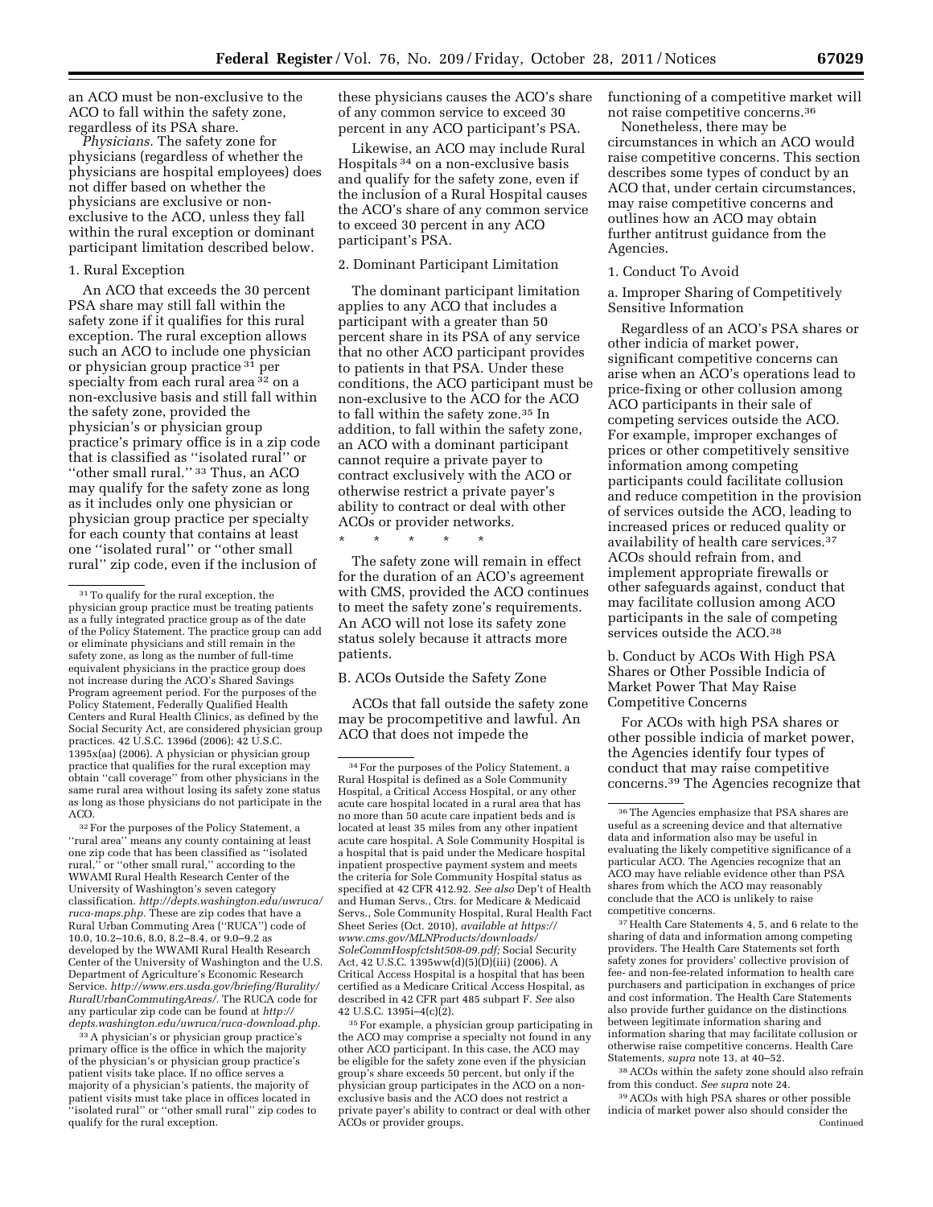an ACO must be non-exclusive to the ACO to fall within the safety zone, regardless of its PSA share.

*Physicians.* The safety zone for physicians (regardless of whether the physicians are hospital employees) does not differ based on whether the physicians are exclusive or non-exclusive to the ACO, unless they fall within the rural exception or dominant participant limitation described below.

1. Rural Exception

An ACO that exceeds the 30 percent PSA share may still fall within the safety zone if it qualifies for this rural exception. The rural exception allows such an ACO to include one physician or physician group practice [31] per specialty from each rural area [32] on a non-exclusive basis and still fall within the safety zone, provided the physician's or physician group practice's primary office is in a zip code that is classified as ''isolated rural'' or ''other small rural.'' [33] Thus, an ACO may qualify for the safety zone as long as it includes only one physician or physician group practice per specialty for each county that contains at least one ''isolated rural'' or ''other small rural'' zip code, even if the inclusion of these physicians causes the ACO's share of any common service to exceed 30 percent in any ACO participant's PSA.

Likewise, an ACO may include Rural Hospitals [34] on a non-exclusive basis and qualify for the safety zone, even if the inclusion of a Rural Hospital causes the ACO's share of any common service to exceed 30 percent in any ACO participant's PSA.

2. Dominant Participant Limitation

The dominant participant limitation applies to any ACO that includes a participant with a greater than 50 percent share in its PSA of any service that no other ACO participant provides to patients in that PSA. Under these conditions, the ACO participant must be non-exclusive to the ACO for the ACO to fall within the safety zone.[35] In addition, to fall within the safety zone, an ACO with a dominant participant cannot require a private payer to contract exclusively with the ACO or otherwise restrict a private payer's ability to contract or deal with other ACOs or provider networks.

\* \* \* \* \*

The safety zone will remain in effect for the duration of an ACO's agreement with CMS, provided the ACO continues to meet the safety zone's requirements. An ACO will not lose its safety zone status solely because it attracts more patients.

B. ACOs Outside the Safety Zone

ACOs that fall outside the safety zone may be procompetitive and lawful. An ACO that does not impede the functioning of a competitive market will not raise competitive concerns.[36]

Nonetheless, there may be circumstances in which an ACO would raise competitive concerns. This section describes some types of conduct by an ACO that, under certain circumstances, may raise competitive concerns and outlines how an ACO may obtain further antitrust guidance from the Agencies.

1. Conduct To Avoid

a. Improper Sharing of Competitively Sensitive Information

Regardless of an ACO's PSA shares or other indicia of market power, significant competitive concerns can arise when an ACO's operations lead to price-fixing or other collusion among ACO participants in their sale of competing services outside the ACO. For example, improper exchanges of prices or other competitively sensitive information among competing participants could facilitate collusion and reduce competition in the provision of services outside the ACO, leading to increased prices or reduced quality or availability of health care services.[37] ACOs should refrain from, and implement appropriate firewalls or other safeguards against, conduct that may facilitate collusion among ACO participants in the sale of competing services outside the ACO.[38]

b. Conduct by ACOs With High PSA Shares or Other Possible Indicia of Market Power That May Raise Competitive Concerns

For ACOs with high PSA shares or other possible indicia of market power, the Agencies identify four types of conduct that may raise competitive concerns.[39] The Agencies recognize that

---

[31] To qualify for the rural exception, the physician group practice must be treating patients as a fully integrated practice group as of the date of the Policy Statement. The practice group can add or eliminate physicians and still remain in the safety zone, as long as the number of full-time equivalent physicians in the practice group does not increase during the ACO's Shared Savings Program agreement period. For the purposes of the Policy Statement, Federally Qualified Health Centers and Rural Health Clinics, as defined by the Social Security Act, are considered physician group practices. 42 U.S.C. 1396d (2006); 42 U.S.C. 1395x(aa) (2006). A physician or physician group practice that qualifies for the rural exception may obtain ''call coverage'' from other physicians in the same rural area without losing its safety zone status as long as those physicians do not participate in the ACO.

[32] For the purposes of the Policy Statement, a ''rural area'' means any county containing at least one zip code that has been classified as ''isolated rural,'' or ''other small rural,'' according to the WWAMI Rural Health Research Center of the University of Washington's seven category classification. *http://depts.washington.edu/uwruca/ruca-maps.php.* These are zip codes that have a Rural Urban Commuting Area (''RUCA'') code of 10.0, 10.2–10.6, 8.0, 8.2–8.4, or 9.0–9.2 as developed by the WWAMI Rural Health Research Center of the University of Washington and the U.S. Department of Agriculture's Economic Research Service. *http://www.ers.usda.gov/briefing/Rurality/RuralUrbanCommutingAreas/.* The RUCA code for any particular zip code can be found at *http://depts.washington.edu/uwruca/ruca-download.php.*

[33] A physician's or physician group practice's primary office is the office in which the majority of the physician's or physician group practice's patient visits take place. If no office serves a majority of a physician's patients, the majority of patient visits must take place in offices located in ''isolated rural'' or ''other small rural'' zip codes to qualify for the rural exception.

[34] For the purposes of the Policy Statement, a Rural Hospital is defined as a Sole Community Hospital, a Critical Access Hospital, or any other acute care hospital located in a rural area that has no more than 50 acute care inpatient beds and is located at least 35 miles from any other inpatient acute care hospital. A Sole Community Hospital is a hospital that is paid under the Medicare hospital inpatient prospective payment system and meets the criteria for Sole Community Hospital status as specified at 42 CFR 412.92. *See also* Dep't of Health and Human Servs., Ctrs. for Medicare & Medicaid Servs., Sole Community Hospital, Rural Health Fact Sheet Series (Oct. 2010), *available at https://www.cms.gov/MLNProducts/downloads/SoleCommHospfctsht508-09.pdf;* Social Security Act, 42 U.S.C. 1395ww(d)(5)(D)(iii) (2006). A Critical Access Hospital is a hospital that has been certified as a Medicare Critical Access Hospital, as described in 42 CFR part 485 subpart F. *See* also 42 U.S.C. 1395i–4(c)(2).

[35] For example, a physician group participating in the ACO may comprise a specialty not found in any other ACO participant. In this case, the ACO may be eligible for the safety zone even if the physician group's share exceeds 50 percent, but only if the physician group participates in the ACO on a non-exclusive basis and the ACO does not restrict a private payer's ability to contract or deal with other ACOs or provider groups.

[36] The Agencies emphasize that PSA shares are useful as a screening device and that alternative data and information also may be useful in evaluating the likely competitive significance of a particular ACO. The Agencies recognize that an ACO may have reliable evidence other than PSA shares from which the ACO may reasonably conclude that the ACO is unlikely to raise competitive concerns.

[37] Health Care Statements 4, 5, and 6 relate to the sharing of data and information among competing providers. The Health Care Statements set forth safety zones for providers' collective provision of fee- and non-fee-related information to health care purchasers and participation in exchanges of price and cost information. The Health Care Statements also provide further guidance on the distinctions between legitimate information sharing and information sharing that may facilitate collusion or otherwise raise competitive concerns. Health Care Statements, *supra* note 13, at 40–52.

[38] ACOs within the safety zone should also refrain from this conduct. *See supra* note 24.

[39] ACOs with high PSA shares or other possible indicia of market power also should consider the

Continued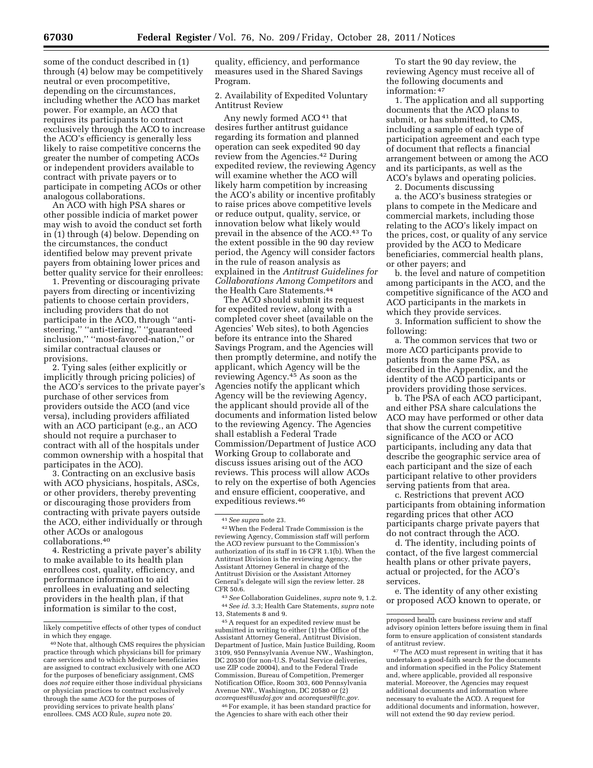some of the conduct described in (1) through (4) below may be competitively neutral or even procompetitive, depending on the circumstances, including whether the ACO has market power. For example, an ACO that requires its participants to contract exclusively through the ACO to increase the ACO's efficiency is generally less likely to raise competitive concerns the greater the number of competing ACOs or independent providers available to contract with private payers or to participate in competing ACOs or other analogous collaborations.

An ACO with high PSA shares or other possible indicia of market power may wish to avoid the conduct set forth in (1) through (4) below. Depending on the circumstances, the conduct identified below may prevent private payers from obtaining lower prices and better quality service for their enrollees:

1. Preventing or discouraging private payers from directing or incentivizing patients to choose certain providers, including providers that do not participate in the ACO, through ''anti-steering,'' ''anti-tiering,'' ''guaranteed inclusion,'' ''most-favored-nation,'' or similar contractual clauses or provisions.

2. Tying sales (either explicitly or implicitly through pricing policies) of the ACO's services to the private payer's purchase of other services from providers outside the ACO (and vice versa), including providers affiliated with an ACO participant (e.g., an ACO should not require a purchaser to contract with all of the hospitals under common ownership with a hospital that participates in the ACO).

3. Contracting on an exclusive basis with ACO physicians, hospitals, ASCs, or other providers, thereby preventing or discouraging those providers from contracting with private payers outside the ACO, either individually or through other ACOs or analogous collaborations.[40]

4. Restricting a private payer's ability to make available to its health plan enrollees cost, quality, efficiency, and performance information to aid enrollees in evaluating and selecting providers in the health plan, if that information is similar to the cost, quality, efficiency, and performance measures used in the Shared Savings Program.

2. Availability of Expedited Voluntary Antitrust Review

Any newly formed ACO[41] that desires further antitrust guidance regarding its formation and planned operation can seek expedited 90 day review from the Agencies.[42] During expedited review, the reviewing Agency will examine whether the ACO will likely harm competition by increasing the ACO's ability or incentive profitably to raise prices above competitive levels or reduce output, quality, service, or innovation below what likely would prevail in the absence of the ACO.[43] To the extent possible in the 90 day review period, the Agency will consider factors in the rule of reason analysis as explained in the *Antitrust Guidelines for Collaborations Among Competitors* and the Health Care Statements.[44]

The ACO should submit its request for expedited review, along with a completed cover sheet (available on the Agencies' Web sites), to both Agencies before its entrance into the Shared Savings Program, and the Agencies will then promptly determine, and notify the applicant, which Agency will be the reviewing Agency.[45] As soon as the Agencies notify the applicant which Agency will be the reviewing Agency, the applicant should provide all of the documents and information listed below to the reviewing Agency. The Agencies shall establish a Federal Trade Commission/Department of Justice ACO Working Group to collaborate and discuss issues arising out of the ACO reviews. This process will allow ACOs to rely on the expertise of both Agencies and ensure efficient, cooperative, and expeditious reviews.[46]

To start the 90 day review, the reviewing Agency must receive all of the following documents and information:[47]

1. The application and all supporting documents that the ACO plans to submit, or has submitted, to CMS, including a sample of each type of participation agreement and each type of document that reflects a financial arrangement between or among the ACO and its participants, as well as the ACO's bylaws and operating policies.

2. Documents discussing

a. the ACO's business strategies or plans to compete in the Medicare and commercial markets, including those relating to the ACO's likely impact on the prices, cost, or quality of any service provided by the ACO to Medicare beneficiaries, commercial health plans, or other payers; and

b. the level and nature of competition among participants in the ACO, and the competitive significance of the ACO and ACO participants in the markets in which they provide services.

3. Information sufficient to show the following:

a. The common services that two or more ACO participants provide to patients from the same PSA, as described in the Appendix, and the identity of the ACO participants or providers providing those services.

b. The PSA of each ACO participant, and either PSA share calculations the ACO may have performed or other data that show the current competitive significance of the ACO or ACO participants, including any data that describe the geographic service area of each participant and the size of each participant relative to other providers serving patients from that area.

c. Restrictions that prevent ACO participants from obtaining information regarding prices that other ACO participants charge private payers that do not contract through the ACO.

d. The identity, including points of contact, of the five largest commercial health plans or other private payers, actual or projected, for the ACO's services.

e. The identity of any other existing or proposed ACO known to operate, or

---

likely competitive effects of other types of conduct in which they engage.

[40] Note that, although CMS requires the physician practice through which physicians bill for primary care services and to which Medicare beneficiaries are assigned to contract exclusively with one ACO for the purposes of beneficiary assignment, CMS does *not* require either those individual physicians or physician practices to contract exclusively through the same ACO for the purposes of providing services to private health plans' enrollees. CMS ACO Rule, *supra* note 20.

[41] *See supra* note 23.

[42] When the Federal Trade Commission is the reviewing Agency, Commission staff will perform the ACO review pursuant to the Commission's authorization of its staff in 16 CFR 1.1(b). When the Antitrust Division is the reviewing Agency, the Assistant Attorney General in charge of the Antitrust Division or the Assistant Attorney General's delegate will sign the review letter. 28 CFR 50.6.

[43] *See* Collaboration Guidelines, *supra* note 9, 1.2.

[44] *See id.* 3.3; Health Care Statements, *supra* note 13, Statements 8 and 9.

[45] A request for an expedited review must be submitted in writing to either (1) the Office of the Assistant Attorney General, Antitrust Division, Department of Justice, Main Justice Building, Room 3109, 950 Pennsylvania Avenue NW., Washington, DC 20530 (for non-U.S. Postal Service deliveries, use ZIP code 20004), and to the Federal Trade Commission, Bureau of Competition, Premerger Notification Office, Room 303, 600 Pennsylvania Avenue NW., Washington, DC 20580 or (2) *acorequest@usdoj.gov* and *acorequest@ftc.gov*.

[46] For example, it has been standard practice for the Agencies to share with each other their proposed health care business review and staff advisory opinion letters before issuing them in final form to ensure application of consistent standards of antitrust review.

[47] The ACO must represent in writing that it has undertaken a good-faith search for the documents and information specified in the Policy Statement and, where applicable, provided all responsive material. Moreover, the Agencies may request additional documents and information where necessary to evaluate the ACO. A request for additional documents and information, however, will not extend the 90 day review period.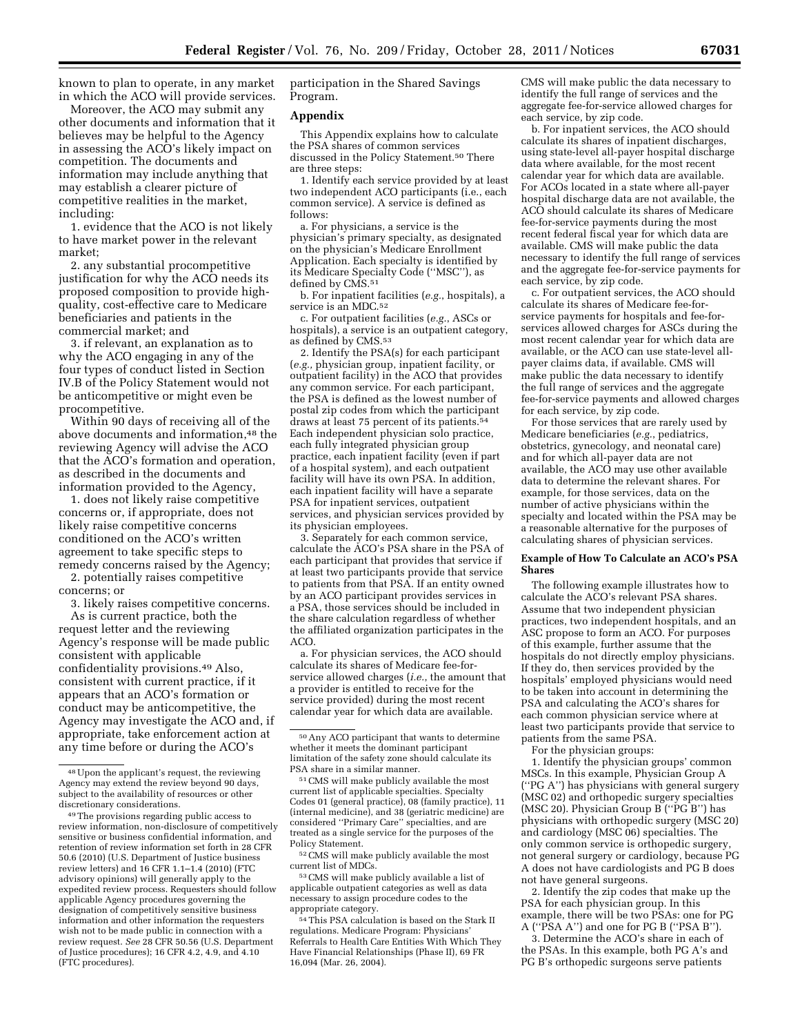known to plan to operate, in any market in which the ACO will provide services.

Moreover, the ACO may submit any other documents and information that it believes may be helpful to the Agency in assessing the ACO's likely impact on competition. The documents and information may include anything that may establish a clearer picture of competitive realities in the market, including:

1. evidence that the ACO is not likely to have market power in the relevant market;
2. any substantial procompetitive justification for why the ACO needs its proposed composition to provide high-quality, cost-effective care to Medicare beneficiaries and patients in the commercial market; and
3. if relevant, an explanation as to why the ACO engaging in any of the four types of conduct listed in Section IV.B of the Policy Statement would not be anticompetitive or might even be procompetitive.

Within 90 days of receiving all of the above documents and information,[48] the reviewing Agency will advise the ACO that the ACO's formation and operation, as described in the documents and information provided to the Agency,

1. does not likely raise competitive concerns or, if appropriate, does not likely raise competitive concerns conditioned on the ACO's written agreement to take specific steps to remedy concerns raised by the Agency;
2. potentially raises competitive concerns; or
3. likely raises competitive concerns.

As is current practice, both the request letter and the reviewing Agency's response will be made public consistent with applicable confidentiality provisions.[49] Also, consistent with current practice, if it appears that an ACO's formation or conduct may be anticompetitive, the Agency may investigate the ACO and, if appropriate, take enforcement action at any time before or during the ACO's participation in the Shared Savings Program.

## Appendix

This Appendix explains how to calculate the PSA shares of common services discussed in the Policy Statement.[50] There are three steps:

1. Identify each service provided by at least two independent ACO participants (i.e., each common service). A service is defined as follows:

a. For physicians, a service is the physician's primary specialty, as designated on the physician's Medicare Enrollment Application. Each specialty is identified by its Medicare Specialty Code (''MSC''), as defined by CMS.[51]

b. For inpatient facilities (*e.g.*, hospitals), a service is an MDC.[52]

c. For outpatient facilities (*e.g.*, ASCs or hospitals), a service is an outpatient category, as defined by CMS.[53]

2. Identify the PSA(s) for each participant (*e.g.*, physician group, inpatient facility, or outpatient facility) in the ACO that provides any common service. For each participant, the PSA is defined as the lowest number of postal zip codes from which the participant draws at least 75 percent of its patients.[54] Each independent physician solo practice, each fully integrated physician group practice, each inpatient facility (even if part of a hospital system), and each outpatient facility will have its own PSA. In addition, each inpatient facility will have a separate PSA for inpatient services, outpatient services, and physician services provided by its physician employees.

3. Separately for each common service, calculate the ACO's PSA share in the PSA of each participant that provides that service if at least two participants provide that service to patients from that PSA. If an entity owned by an ACO participant provides services in a PSA, those services should be included in the share calculation regardless of whether the affiliated organization participates in the ACO.

a. For physician services, the ACO should calculate its shares of Medicare fee-for-service allowed charges (*i.e.*, the amount that a provider is entitled to receive for the service provided) during the most recent calendar year for which data are available. CMS will make public the data necessary to identify the full range of services and the aggregate fee-for-service allowed charges for each service, by zip code.

b. For inpatient services, the ACO should calculate its shares of inpatient discharges, using state-level all-payer hospital discharge data where available, for the most recent calendar year for which data are available. For ACOs located in a state where all-payer hospital discharge data are not available, the ACO should calculate its shares of Medicare fee-for-service payments during the most recent federal fiscal year for which data are available. CMS will make public the data necessary to identify the full range of services and the aggregate fee-for-service payments for each service, by zip code.

c. For outpatient services, the ACO should calculate its shares of Medicare fee-for-service payments for hospitals and fee-for-services allowed charges for ASCs during the most recent calendar year for which data are available, or the ACO can use state-level all-payer claims data, if available. CMS will make public the data necessary to identify the full range of services and the aggregate fee-for-service payments and allowed charges for each service, by zip code.

For those services that are rarely used by Medicare beneficiaries (*e.g.*, pediatrics, obstetrics, gynecology, and neonatal care) and for which all-payer data are not available, the ACO may use other available data to determine the relevant shares. For example, for those services, data on the number of active physicians within the specialty and located within the PSA may be a reasonable alternative for the purposes of calculating shares of physician services.

### Example of How To Calculate an ACO's PSA Shares

The following example illustrates how to calculate the ACO's relevant PSA shares. Assume that two independent physician practices, two independent hospitals, and an ASC propose to form an ACO. For purposes of this example, further assume that the hospitals do not directly employ physicians. If they do, then services provided by the hospitals' employed physicians would need to be taken into account in determining the PSA and calculating the ACO's shares for each common physician service where at least two participants provide that service to patients from the same PSA.

For the physician groups:

1. Identify the physician groups' common MSCs. In this example, Physician Group A (''PG A'') has physicians with general surgery (MSC 02) and orthopedic surgery specialties (MSC 20). Physician Group B (''PG B'') has physicians with orthopedic surgery (MSC 20) and cardiology (MSC 06) specialties. The only common service is orthopedic surgery, not general surgery or cardiology, because PG A does not have cardiologists and PG B does not have general surgeons.

2. Identify the zip codes that make up the PSA for each physician group. In this example, there will be two PSAs: one for PG A (''PSA A'') and one for PG B (''PSA B'').

3. Determine the ACO's share in each of the PSAs. In this example, both PG A's and PG B's orthopedic surgeons serve patients

---

[48] Upon the applicant's request, the reviewing Agency may extend the review beyond 90 days, subject to the availability of resources or other discretionary considerations.

[49] The provisions regarding public access to review information, non-disclosure of competitively sensitive or business confidential information, and retention of review information set forth in 28 CFR 50.6 (2010) (U.S. Department of Justice business review letters) and 16 CFR 1.1–1.4 (2010) (FTC advisory opinions) will generally apply to the expedited review process. Requesters should follow applicable Agency procedures governing the designation of competitively sensitive business information and other information the requesters wish not to be made public in connection with a review request. *See* 28 CFR 50.56 (U.S. Department of Justice procedures); 16 CFR 4.2, 4.9, and 4.10 (FTC procedures).

[50] Any ACO participant that wants to determine whether it meets the dominant participant limitation of the safety zone should calculate its PSA share in a similar manner.

[51] CMS will make publicly available the most current list of applicable specialties. Specialty Codes 01 (general practice), 08 (family practice), 11 (internal medicine), and 38 (geriatric medicine) are considered ''Primary Care'' specialties, and are treated as a single service for the purposes of the Policy Statement.

[52] CMS will make publicly available the most current list of MDCs.

[53] CMS will make publicly available a list of applicable outpatient categories as well as data necessary to assign procedure codes to the appropriate category.

[54] This PSA calculation is based on the Stark II regulations. Medicare Program: Physicians' Referrals to Health Care Entities With Which They Have Financial Relationships (Phase II), 69 FR 16,094 (Mar. 26, 2004).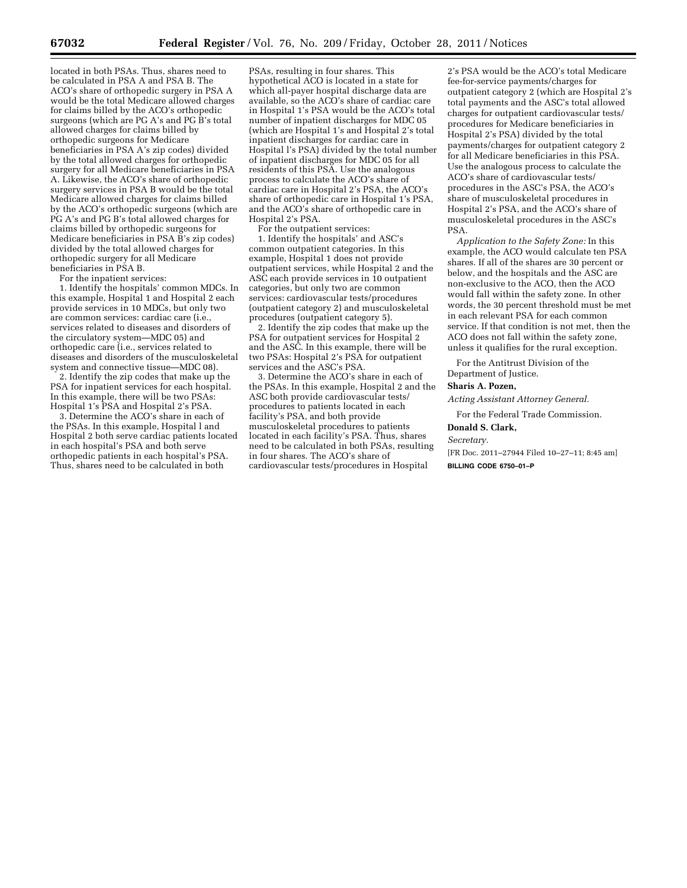located in both PSAs. Thus, shares need to be calculated in PSA A and PSA B. The ACO's share of orthopedic surgery in PSA A would be the total Medicare allowed charges for claims billed by the ACO's orthopedic surgeons (which are PG A's and PG B's total allowed charges for claims billed by orthopedic surgeons for Medicare beneficiaries in PSA A's zip codes) divided by the total allowed charges for orthopedic surgery for all Medicare beneficiaries in PSA A. Likewise, the ACO's share of orthopedic surgery services in PSA B would be the total Medicare allowed charges for claims billed by the ACO's orthopedic surgeons (which are PG A's and PG B's total allowed charges for claims billed by orthopedic surgeons for Medicare beneficiaries in PSA B's zip codes) divided by the total allowed charges for orthopedic surgery for all Medicare beneficiaries in PSA B.

For the inpatient services:

1. Identify the hospitals' common MDCs. In this example, Hospital 1 and Hospital 2 each provide services in 10 MDCs, but only two are common services: cardiac care (i.e., services related to diseases and disorders of the circulatory system—MDC 05) and orthopedic care (i.e., services related to diseases and disorders of the musculoskeletal system and connective tissue—MDC 08).

2. Identify the zip codes that make up the PSA for inpatient services for each hospital. In this example, there will be two PSAs: Hospital 1's PSA and Hospital 2's PSA.

3. Determine the ACO's share in each of the PSAs. In this example, Hospital l and Hospital 2 both serve cardiac patients located in each hospital's PSA and both serve orthopedic patients in each hospital's PSA. Thus, shares need to be calculated in both PSAs, resulting in four shares. This hypothetical ACO is located in a state for which all-payer hospital discharge data are available, so the ACO's share of cardiac care in Hospital 1's PSA would be the ACO's total number of inpatient discharges for MDC 05 (which are Hospital 1's and Hospital 2's total inpatient discharges for cardiac care in Hospital l's PSA) divided by the total number of inpatient discharges for MDC 05 for all residents of this PSA. Use the analogous process to calculate the ACO's share of cardiac care in Hospital 2's PSA, the ACO's share of orthopedic care in Hospital 1's PSA, and the ACO's share of orthopedic care in Hospital 2's PSA.

For the outpatient services:

1. Identify the hospitals' and ASC's common outpatient categories. In this example, Hospital 1 does not provide outpatient services, while Hospital 2 and the ASC each provide services in 10 outpatient categories, but only two are common services: cardiovascular tests/procedures (outpatient category 2) and musculoskeletal procedures (outpatient category 5).

2. Identify the zip codes that make up the PSA for outpatient services for Hospital 2 and the ASC. In this example, there will be two PSAs: Hospital 2's PSA for outpatient services and the ASC's PSA.

3. Determine the ACO's share in each of the PSAs. In this example, Hospital 2 and the ASC both provide cardiovascular tests/procedures to patients located in each facility's PSA, and both provide musculoskeletal procedures to patients located in each facility's PSA. Thus, shares need to be calculated in both PSAs, resulting in four shares. The ACO's share of cardiovascular tests/procedures in Hospital 2's PSA would be the ACO's total Medicare fee-for-service payments/charges for outpatient category 2 (which are Hospital 2's total payments and the ASC's total allowed charges for outpatient cardiovascular tests/procedures for Medicare beneficiaries in Hospital 2's PSA) divided by the total payments/charges for outpatient category 2 for all Medicare beneficiaries in this PSA. Use the analogous process to calculate the ACO's share of cardiovascular tests/procedures in the ASC's PSA, the ACO's share of musculoskeletal procedures in Hospital 2's PSA, and the ACO's share of musculoskeletal procedures in the ASC's PSA.

*Application to the Safety Zone:* In this example, the ACO would calculate ten PSA shares. If all of the shares are 30 percent or below, and the hospitals and the ASC are non-exclusive to the ACO, then the ACO would fall within the safety zone. In other words, the 30 percent threshold must be met in each relevant PSA for each common service. If that condition is not met, then the ACO does not fall within the safety zone, unless it qualifies for the rural exception.

For the Antitrust Division of the Department of Justice.

**Sharis A. Pozen,**

*Acting Assistant Attorney General.*

For the Federal Trade Commission.

**Donald S. Clark,**

*Secretary.*

[FR Doc. 2011–27944 Filed 10–27–11; 8:45 am]

**BILLING CODE 6750–01–P**